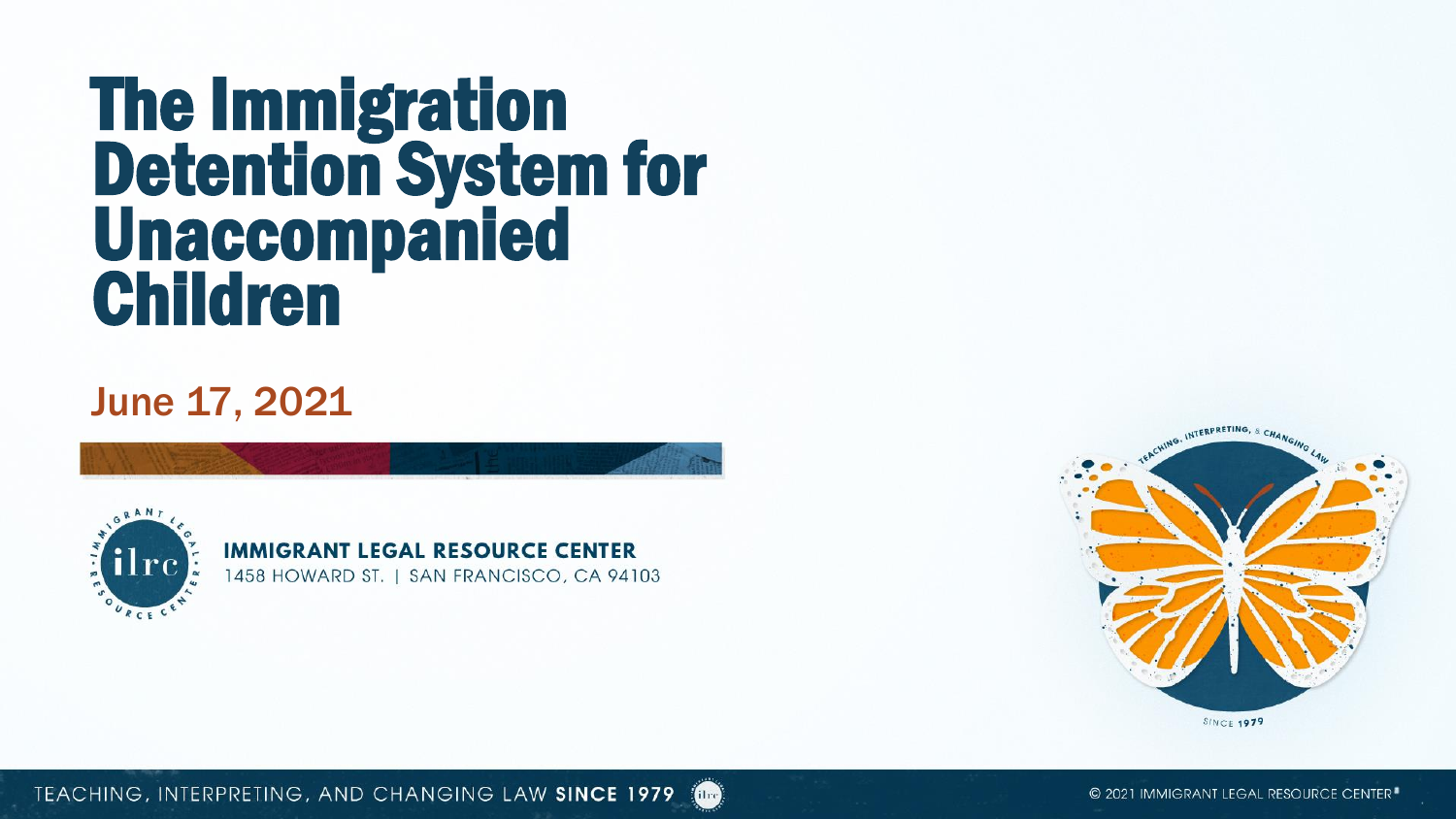# The Immigration Detention System for Unaccompanied Children

## June 17, 2021

**IMMIGRANT LEGAL RESOURCE CENTER**
1458 HOWARD ST. | SAN FRANCISCO, CA 94103

TEACHING, INTERPRETING, AND CHANGING LAW **SINCE 1979**

© 2021 IMMIGRANT LEGAL RESOURCE CENTER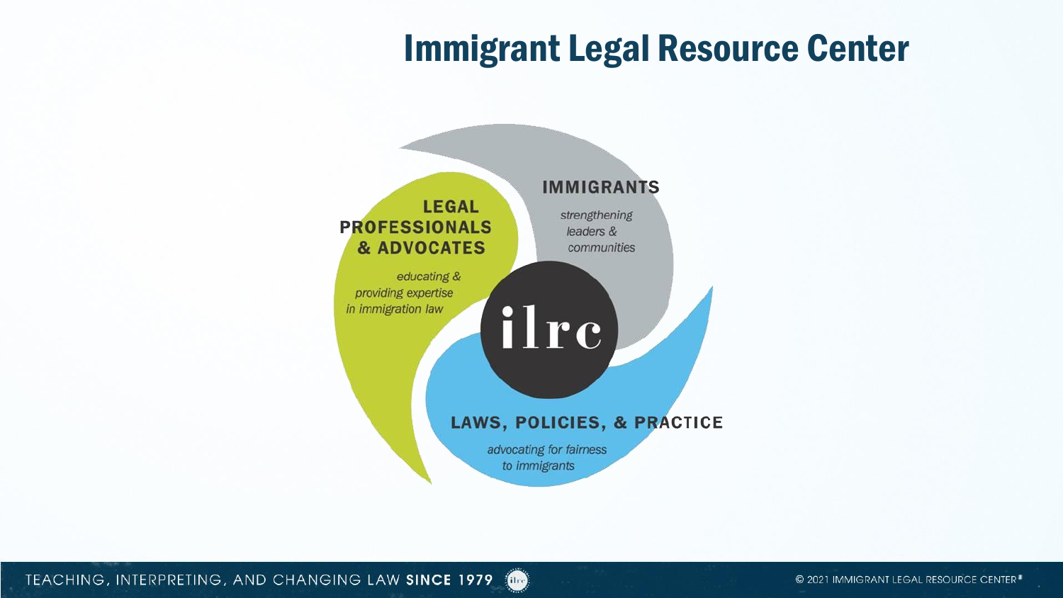# Immigrant Legal Resource Center

**LEGAL PROFESSIONALS & ADVOCATES**

*educating & providing expertise in immigration law*

**IMMIGRANTS**

*strengthening leaders & communities*

**LAWS, POLICIES, & PRACTICE**

*advocating for fairness to immigrants*

ilrc

TEACHING, INTERPRETING, AND CHANGING LAW **SINCE 1979**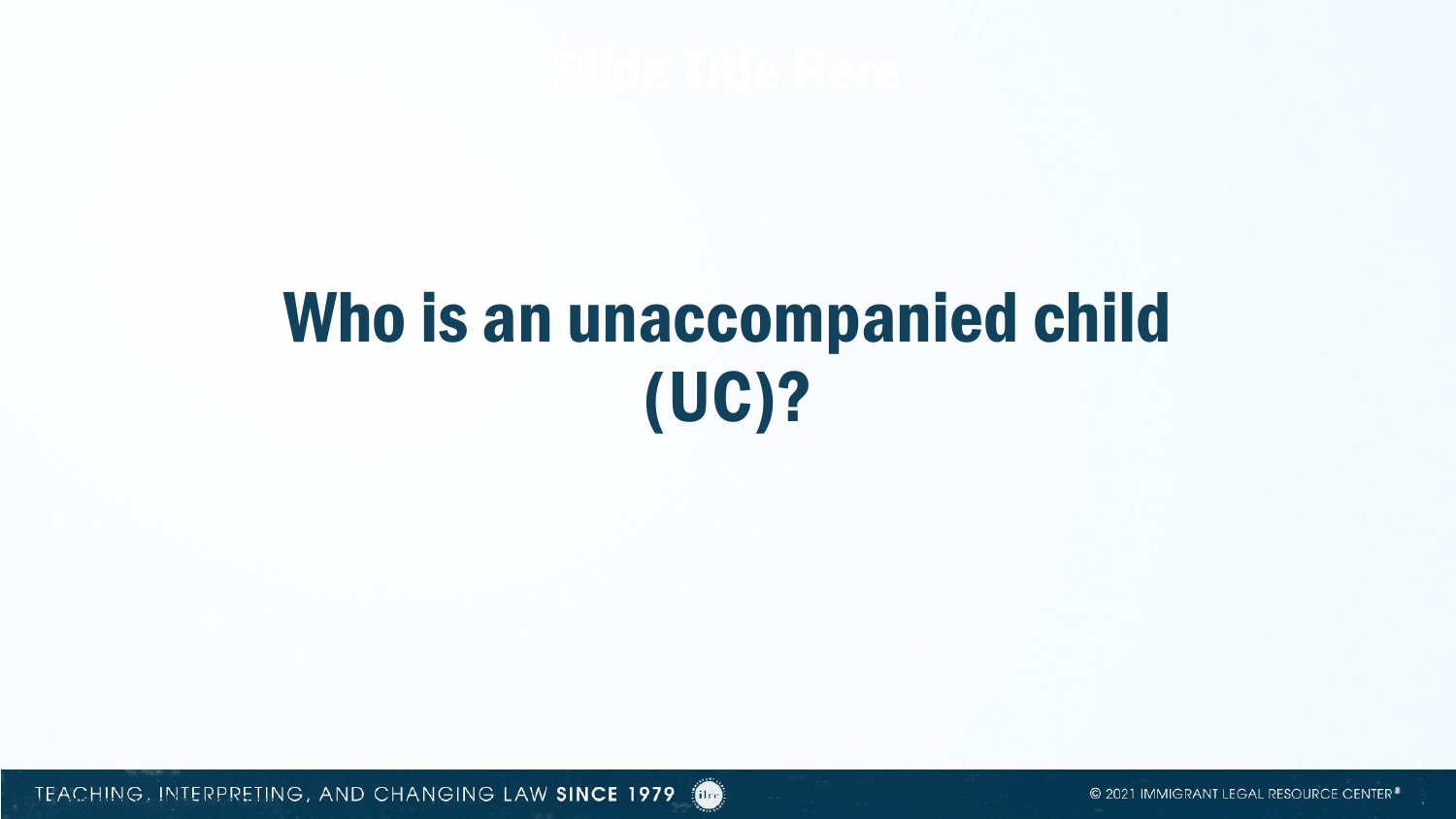# Who is an unaccompanied child (UC)?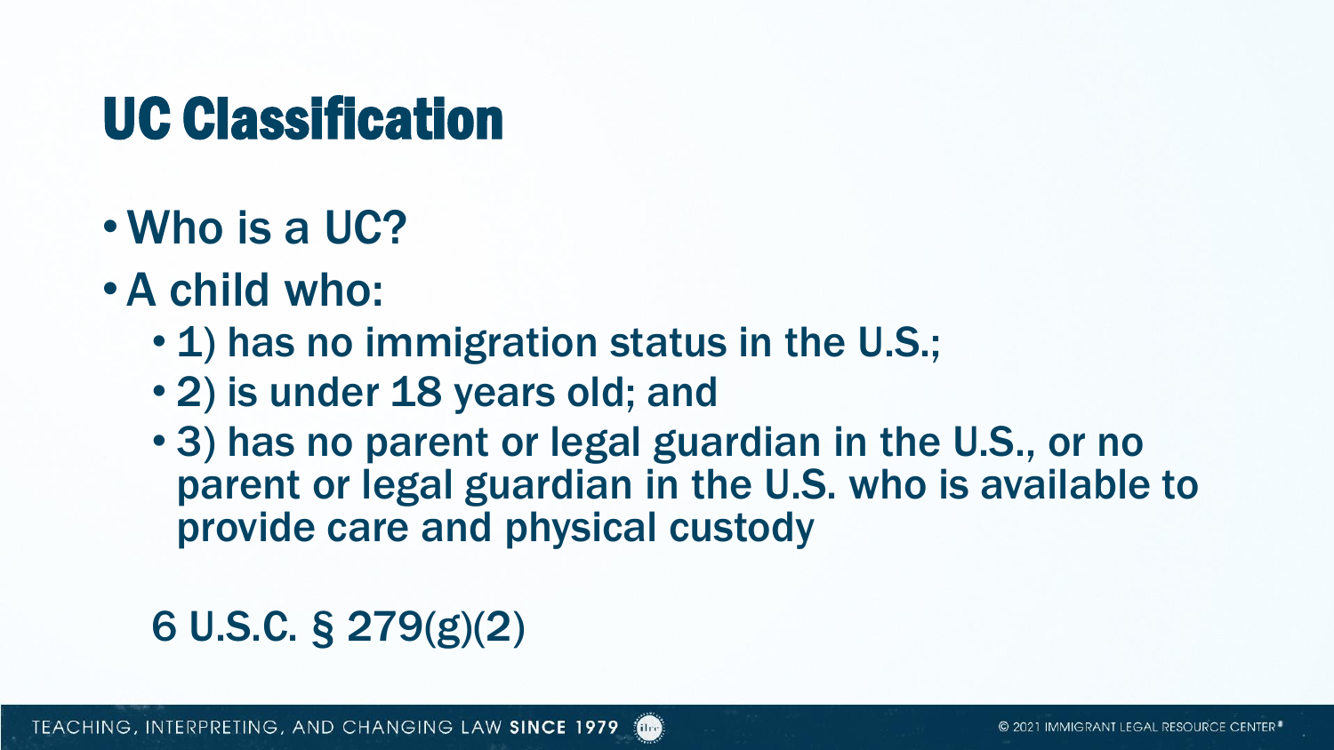# UC Classification

- Who is a UC?
- A child who:
  - 1) has no immigration status in the U.S.;
  - 2) is under 18 years old; and
  - 3) has no parent or legal guardian in the U.S., or no parent or legal guardian in the U.S. who is available to provide care and physical custody

6 U.S.C. § 279(g)(2)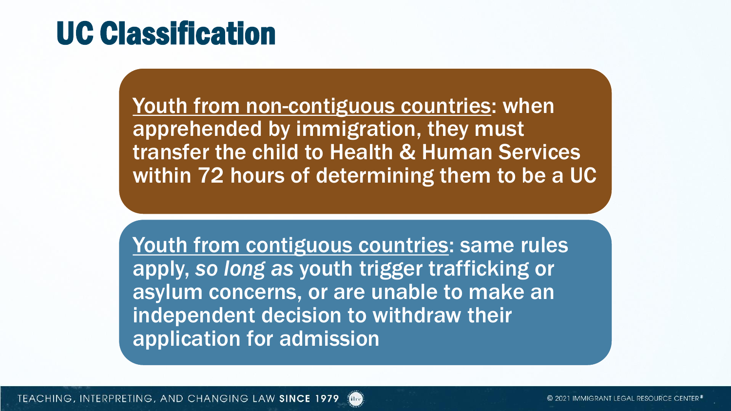# UC Classification

<u>Youth from non-contiguous countries</u>: when apprehended by immigration, they must transfer the child to Health & Human Services within 72 hours of determining them to be a UC

<u>Youth from contiguous countries</u>: same rules apply, *so long as* youth trigger trafficking or asylum concerns, or are unable to make an independent decision to withdraw their application for admission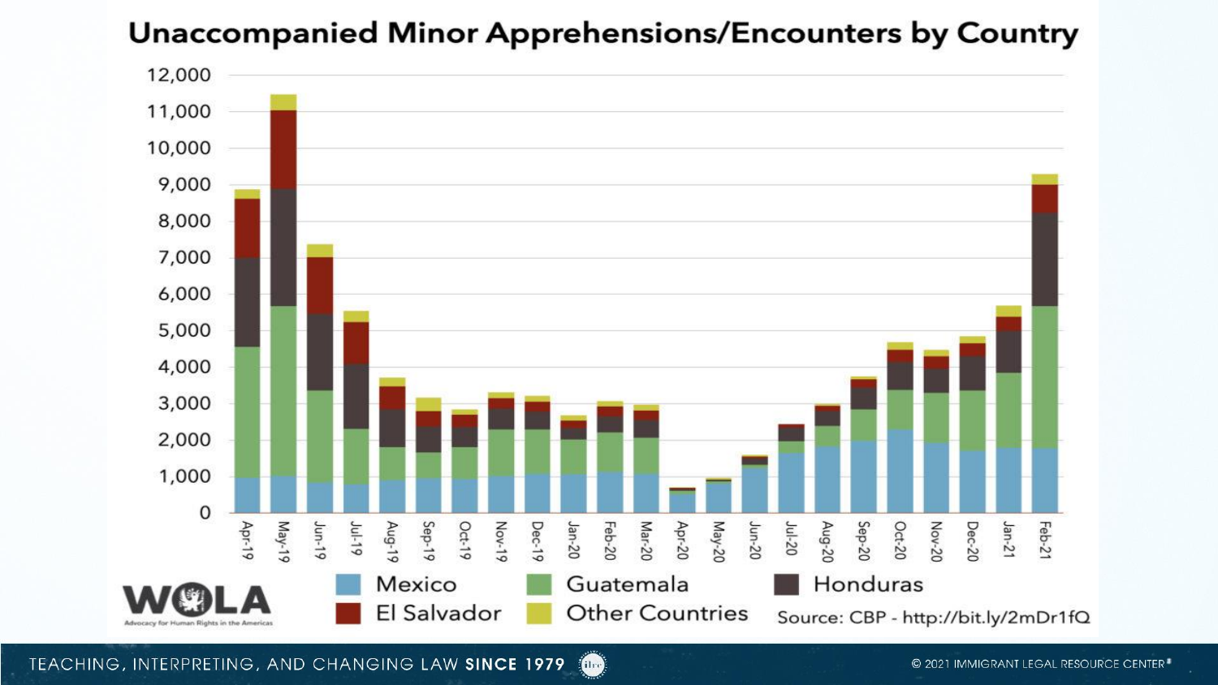# Unaccompanied Minor Apprehensions/Encounters by Country

12,000
11,000
10,000
9,000
8,000
7,000
6,000
5,000
4,000
3,000
2,000
1,000
0

Apr-19, May-19, Jun-19, Jul-19, Aug-19, Sep-19, Oct-19, Nov-19, Dec-19, Jan-20, Feb-20, Mar-20, Apr-20, May-20, Jun-20, Jul-20, Aug-20, Sep-20, Oct-20, Nov-20, Dec-20, Jan-21, Feb-21

Mexico | Guatemala | Honduras | El Salvador | Other Countries

Source: CBP - http://bit.ly/2mDr1fQ

WOLA — Advocacy for Human Rights in the Americas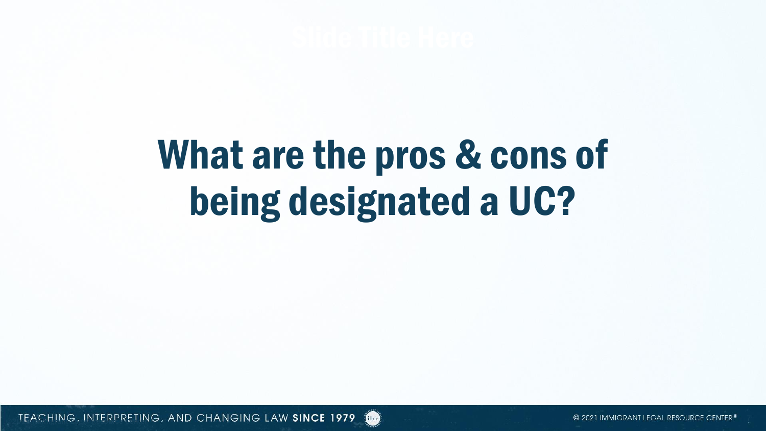# What are the pros & cons of being designated a UC?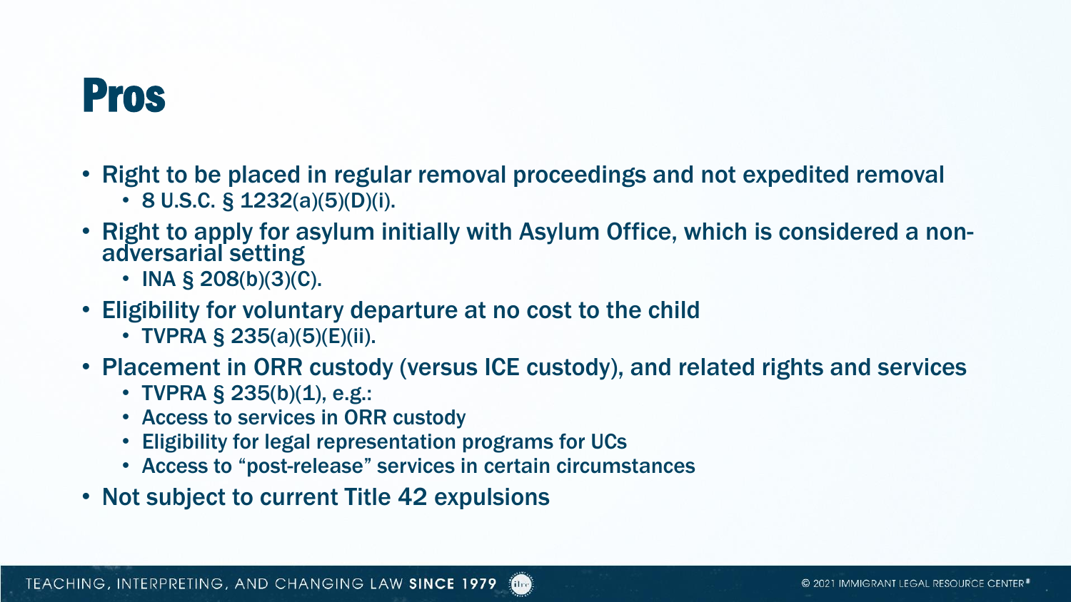# Pros

- Right to be placed in regular removal proceedings and not expedited removal
  - 8 U.S.C. § 1232(a)(5)(D)(i).
- Right to apply for asylum initially with Asylum Office, which is considered a non-adversarial setting
  - INA § 208(b)(3)(C).
- Eligibility for voluntary departure at no cost to the child
  - TVPRA § 235(a)(5)(E)(ii).
- Placement in ORR custody (versus ICE custody), and related rights and services
  - TVPRA § 235(b)(1), e.g.:
  - Access to services in ORR custody
  - Eligibility for legal representation programs for UCs
  - Access to "post-release" services in certain circumstances
- Not subject to current Title 42 expulsions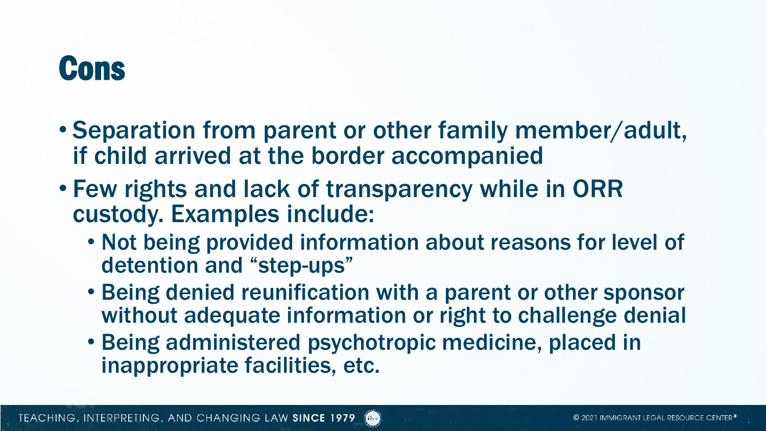# Cons

- Separation from parent or other family member/adult, if child arrived at the border accompanied
- Few rights and lack of transparency while in ORR custody. Examples include:
  - Not being provided information about reasons for level of detention and "step-ups"
  - Being denied reunification with a parent or other sponsor without adequate information or right to challenge denial
  - Being administered psychotropic medicine, placed in inappropriate facilities, etc.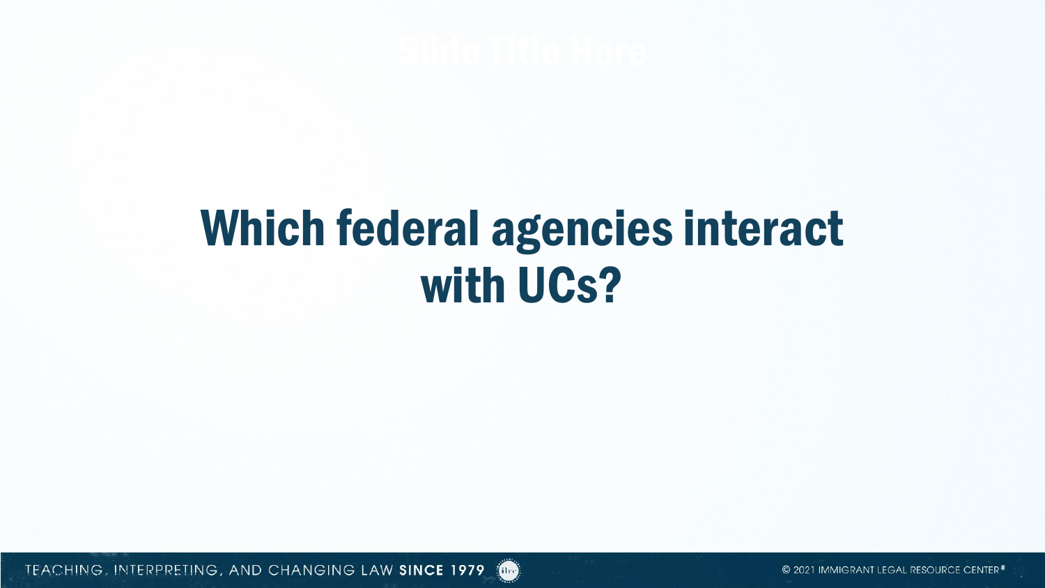# Which federal agencies interact with UCs?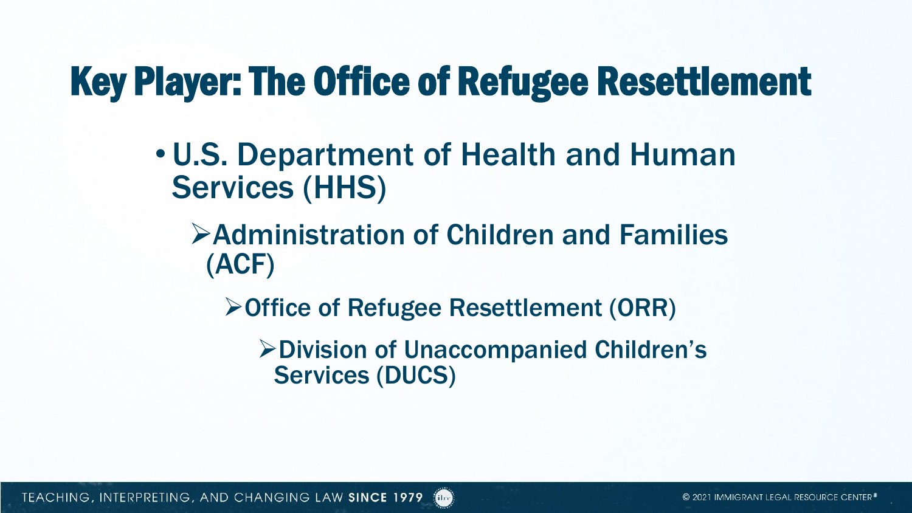# Key Player: The Office of Refugee Resettlement

- U.S. Department of Health and Human Services (HHS)
  - Administration of Children and Families (ACF)
    - Office of Refugee Resettlement (ORR)
      - Division of Unaccompanied Children's Services (DUCS)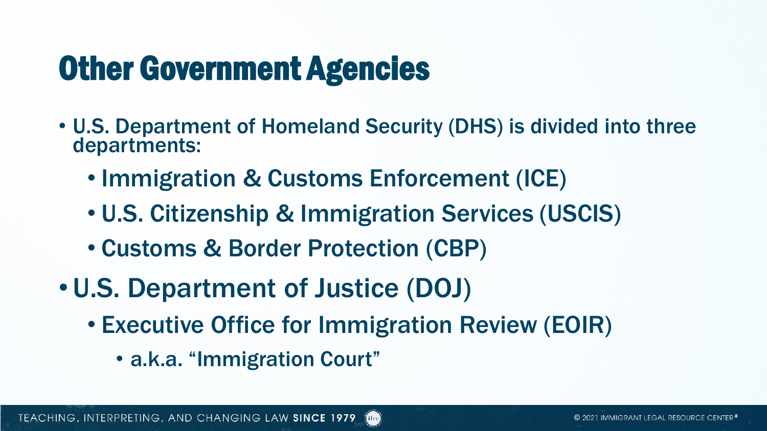# Other Government Agencies

- U.S. Department of Homeland Security (DHS) is divided into three departments:
  - Immigration & Customs Enforcement (ICE)
  - U.S. Citizenship & Immigration Services (USCIS)
  - Customs & Border Protection (CBP)
- U.S. Department of Justice (DOJ)
  - Executive Office for Immigration Review (EOIR)
    - a.k.a. "Immigration Court"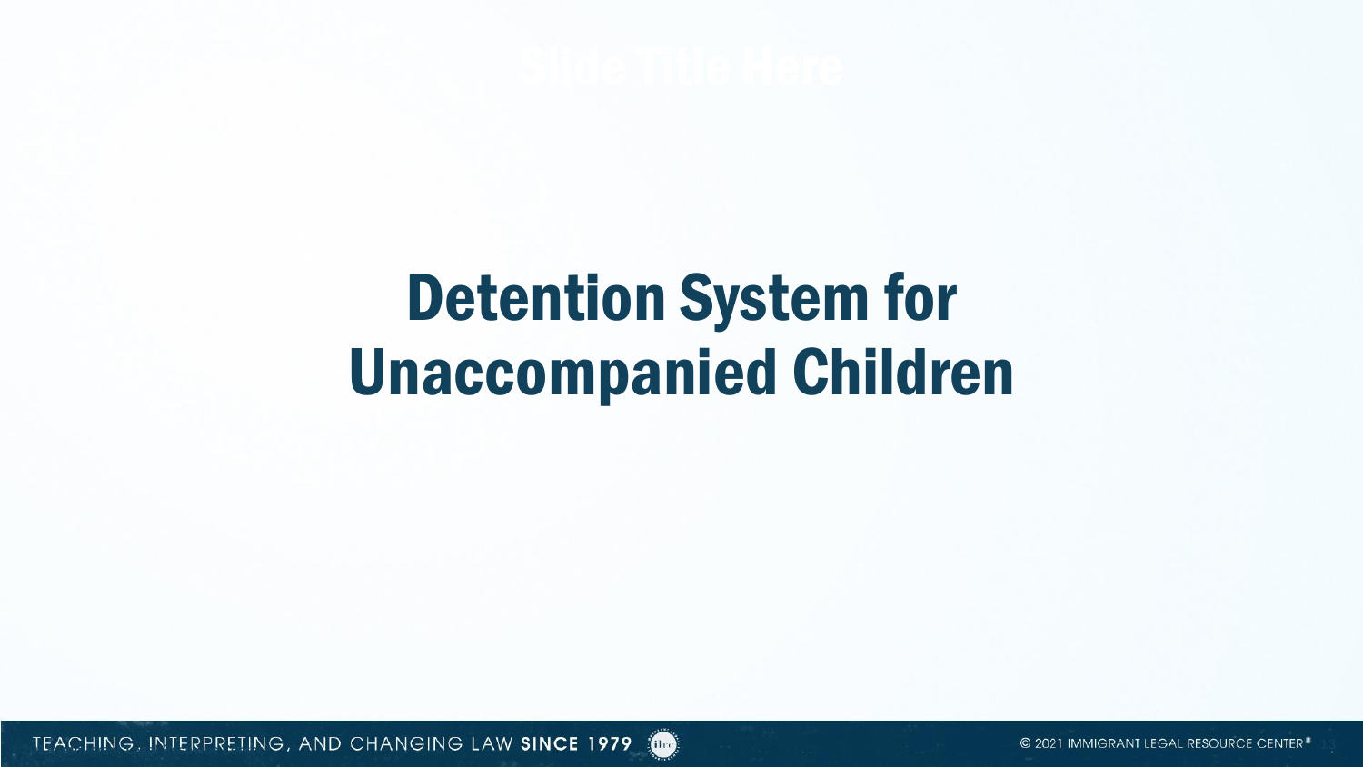# Detention System for Unaccompanied Children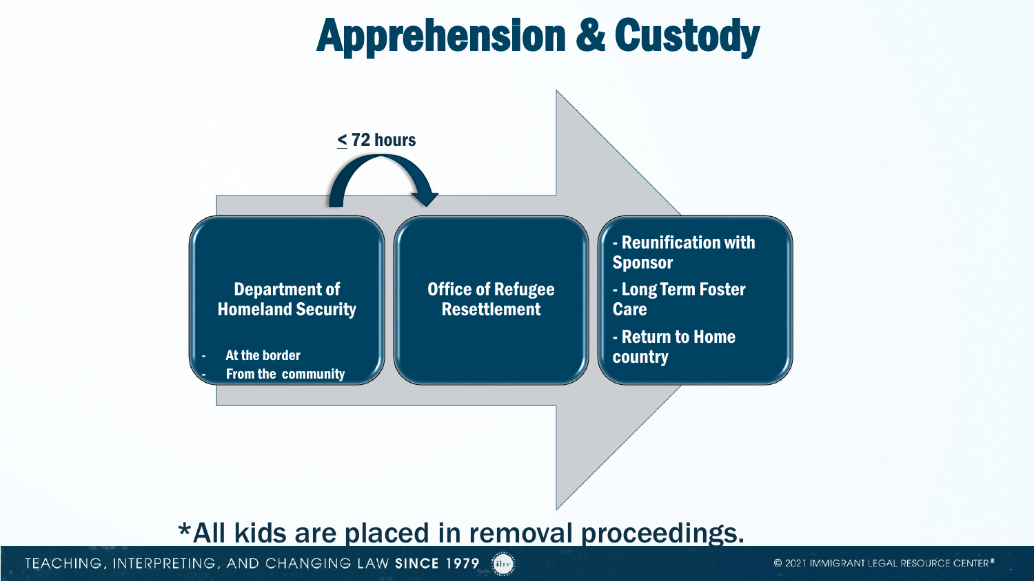# Apprehension & Custody

≤ 72 hours

**Department of Homeland Security**

- At the border
- From the community

**Office of Refugee Resettlement**

- Reunification with Sponsor
- Long Term Foster Care
- Return to Home country

*All kids are placed in removal proceedings.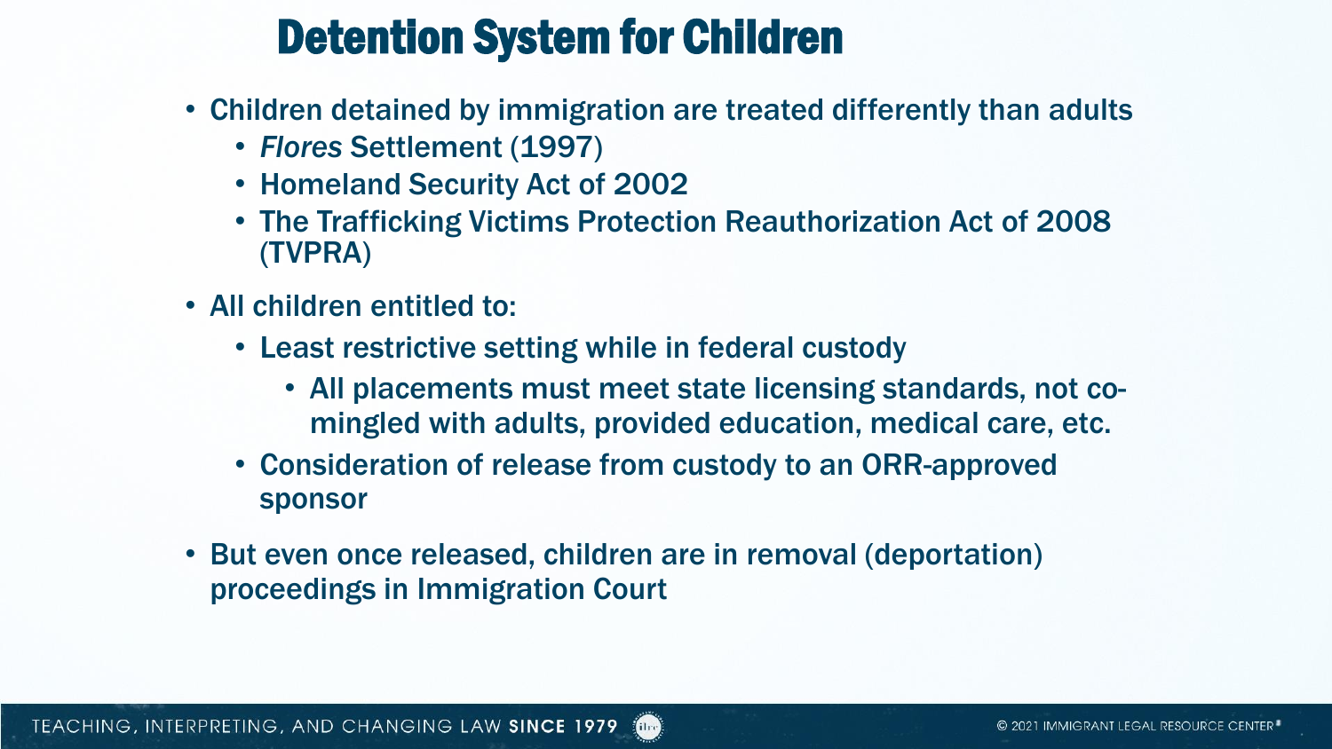# Detention System for Children

- Children detained by immigration are treated differently than adults
  - *Flores* Settlement (1997)
  - Homeland Security Act of 2002
  - The Trafficking Victims Protection Reauthorization Act of 2008 (TVPRA)
- All children entitled to:
  - Least restrictive setting while in federal custody
    - All placements must meet state licensing standards, not co-mingled with adults, provided education, medical care, etc.
  - Consideration of release from custody to an ORR-approved sponsor
- But even once released, children are in removal (deportation) proceedings in Immigration Court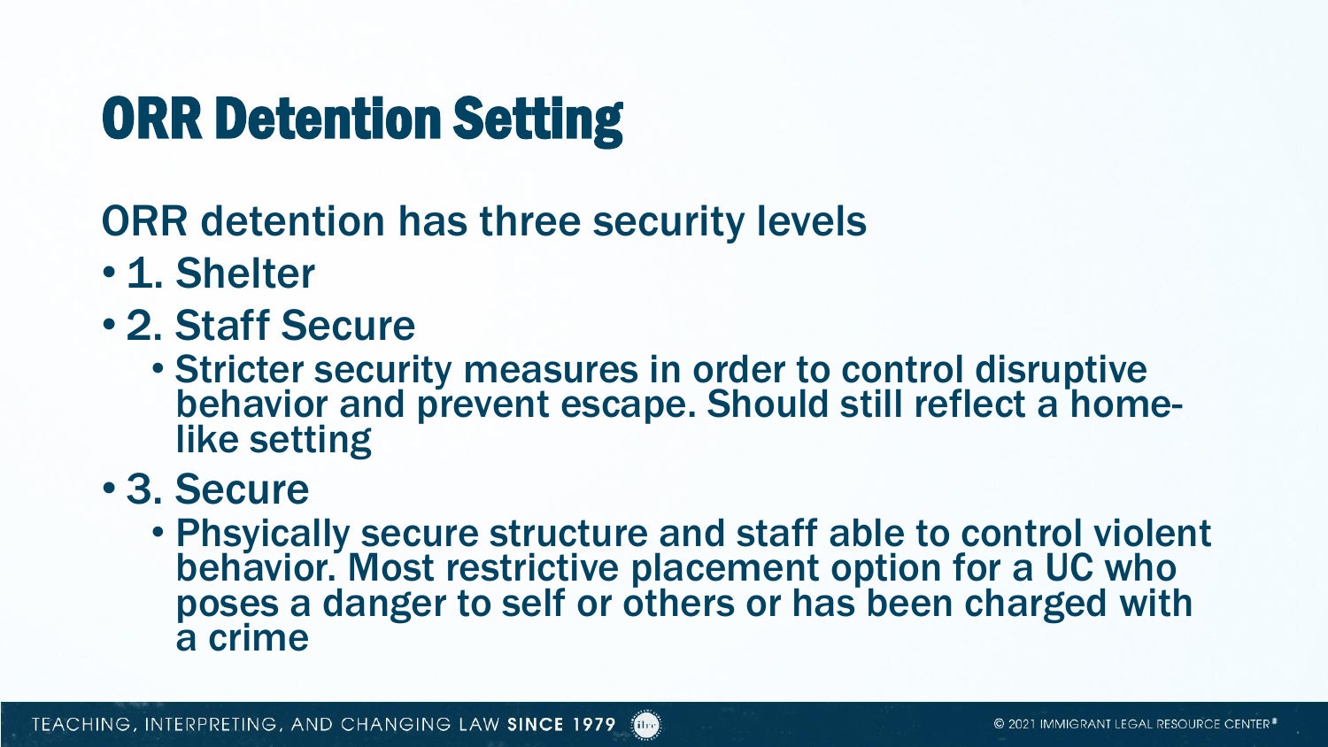# ORR Detention Setting

ORR detention has three security levels

- 1. Shelter
- 2. Staff Secure
  - Stricter security measures in order to control disruptive behavior and prevent escape. Should still reflect a home-like setting
- 3. Secure
  - Phsyically secure structure and staff able to control violent behavior. Most restrictive placement option for a UC who poses a danger to self or others or has been charged with a crime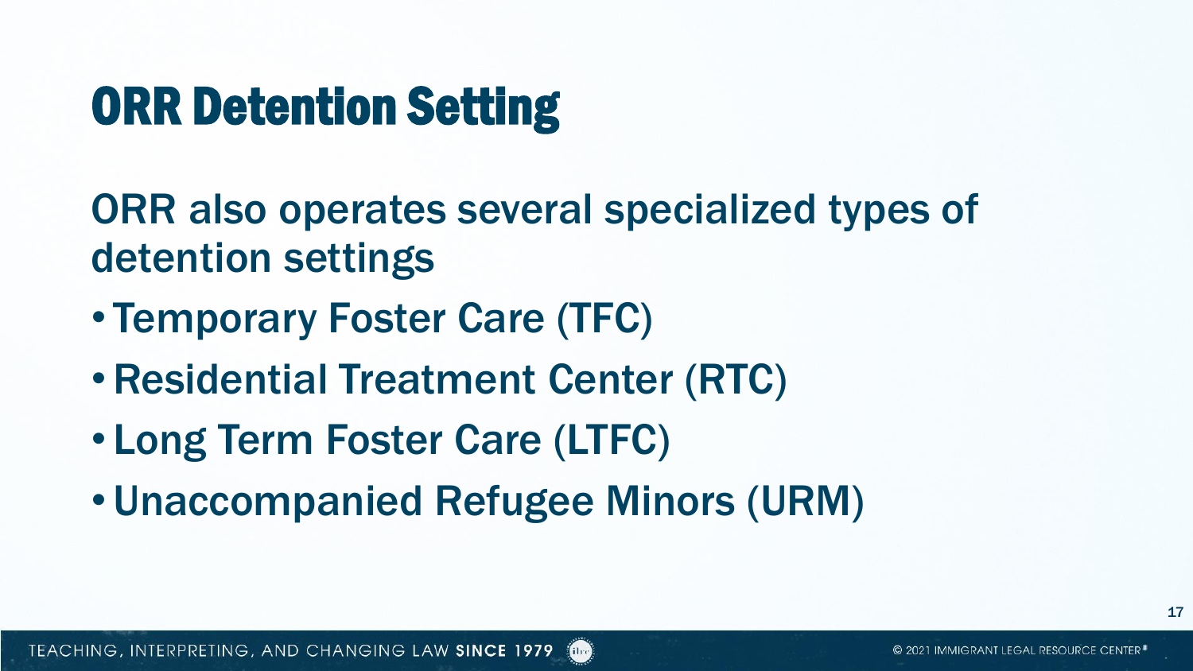# ORR Detention Setting

ORR also operates several specialized types of detention settings

- Temporary Foster Care (TFC)
- Residential Treatment Center (RTC)
- Long Term Foster Care (LTFC)
- Unaccompanied Refugee Minors (URM)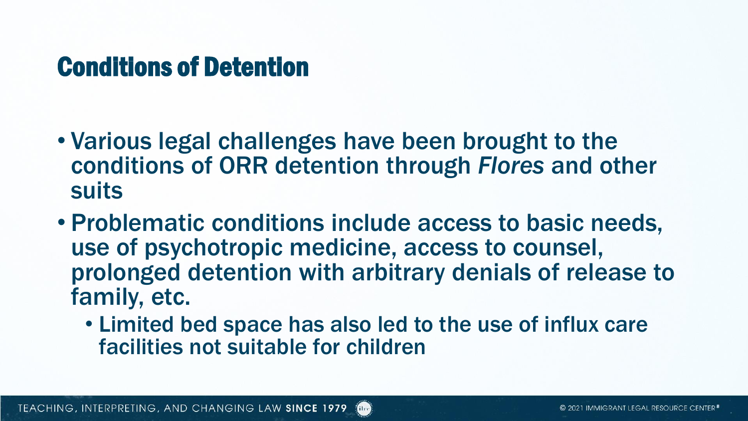# Conditions of Detention

- Various legal challenges have been brought to the conditions of ORR detention through *Flores* and other suits
- Problematic conditions include access to basic needs, use of psychotropic medicine, access to counsel, prolonged detention with arbitrary denials of release to family, etc.
  - Limited bed space has also led to the use of influx care facilities not suitable for children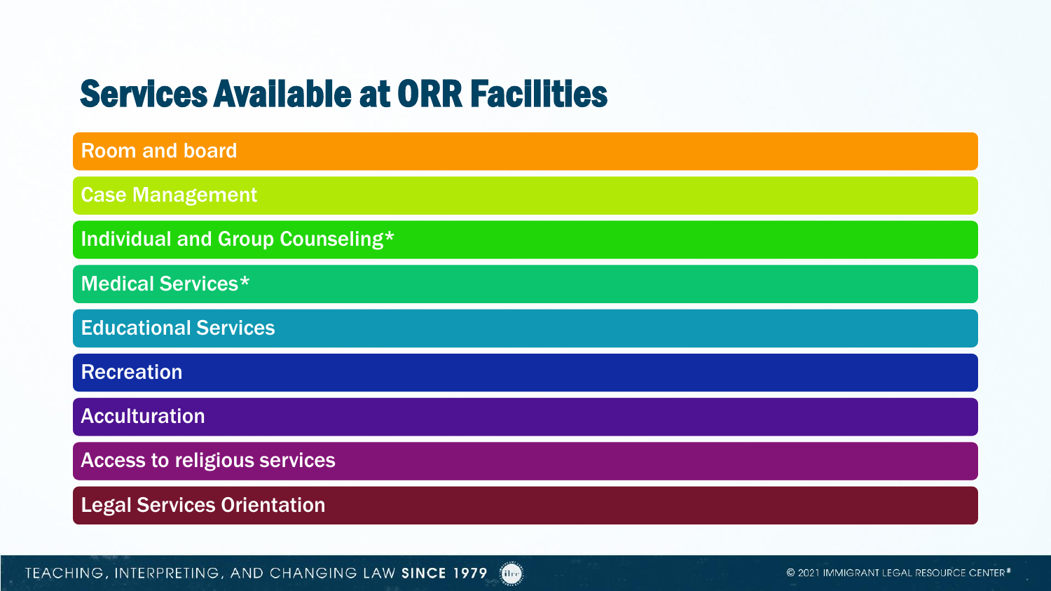# Services Available at ORR Facilities

- Room and board
- Case Management
- Individual and Group Counseling*
- Medical Services*
- Educational Services
- Recreation
- Acculturation
- Access to religious services
- Legal Services Orientation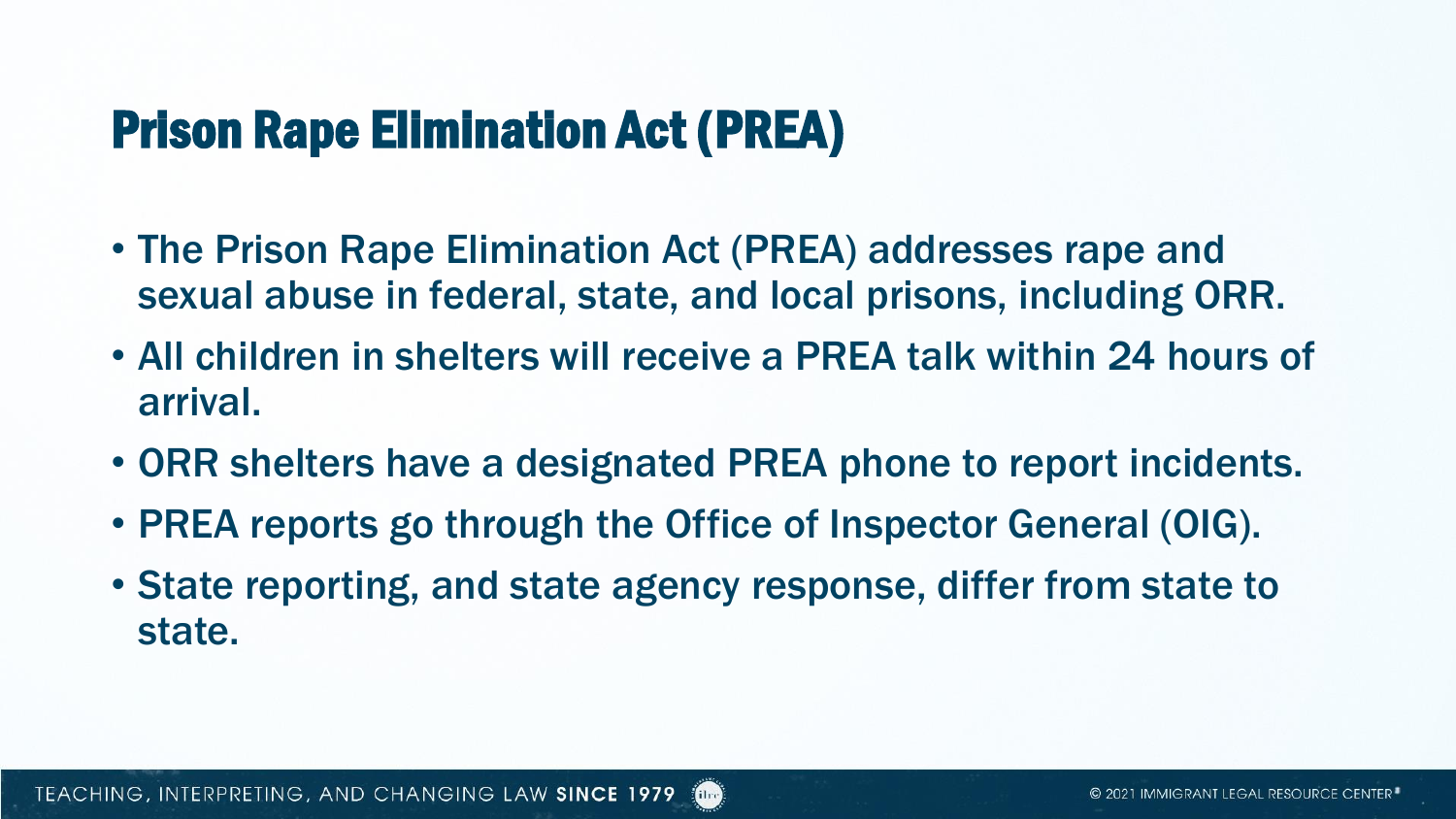# Prison Rape Elimination Act (PREA)

- The Prison Rape Elimination Act (PREA) addresses rape and sexual abuse in federal, state, and local prisons, including ORR.
- All children in shelters will receive a PREA talk within 24 hours of arrival.
- ORR shelters have a designated PREA phone to report incidents.
- PREA reports go through the Office of Inspector General (OIG).
- State reporting, and state agency response, differ from state to state.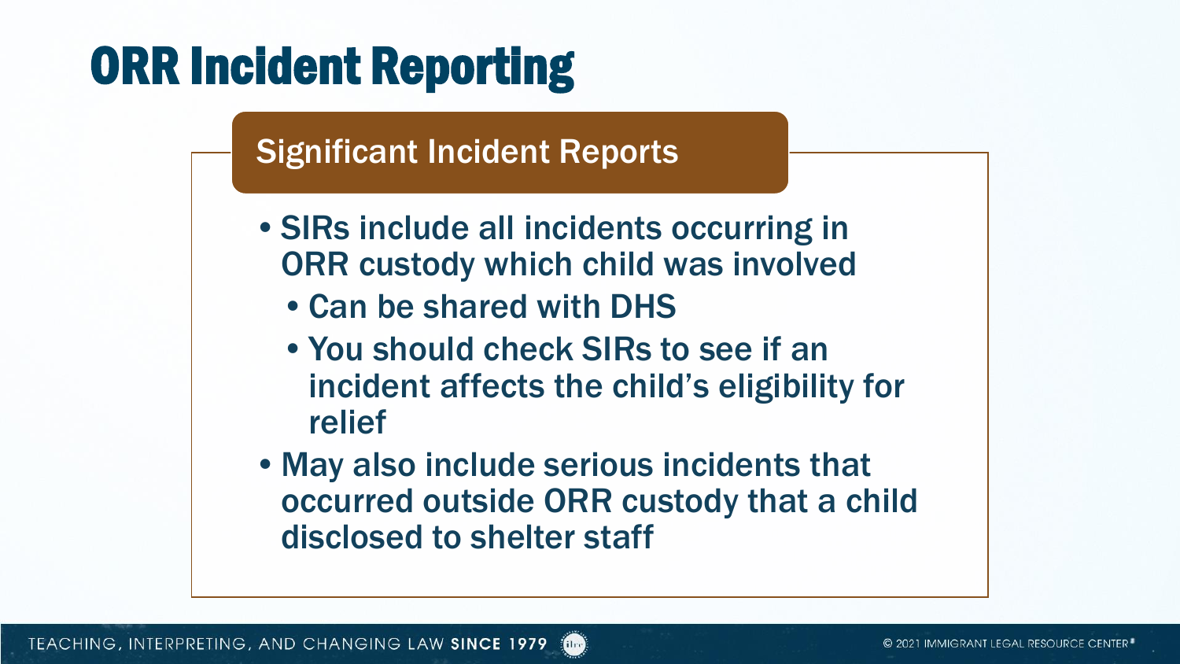# ORR Incident Reporting

## Significant Incident Reports

- SIRs include all incidents occurring in ORR custody which child was involved
  - Can be shared with DHS
  - You should check SIRs to see if an incident affects the child's eligibility for relief
- May also include serious incidents that occurred outside ORR custody that a child disclosed to shelter staff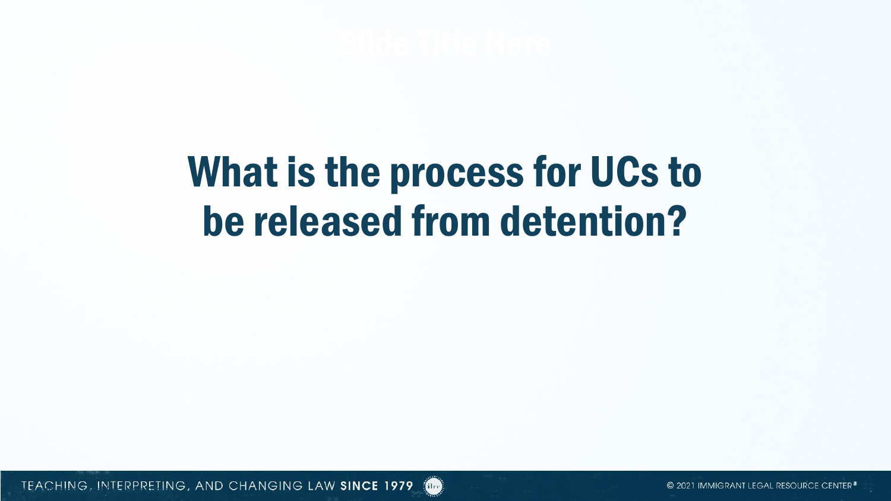# What is the process for UCs to be released from detention?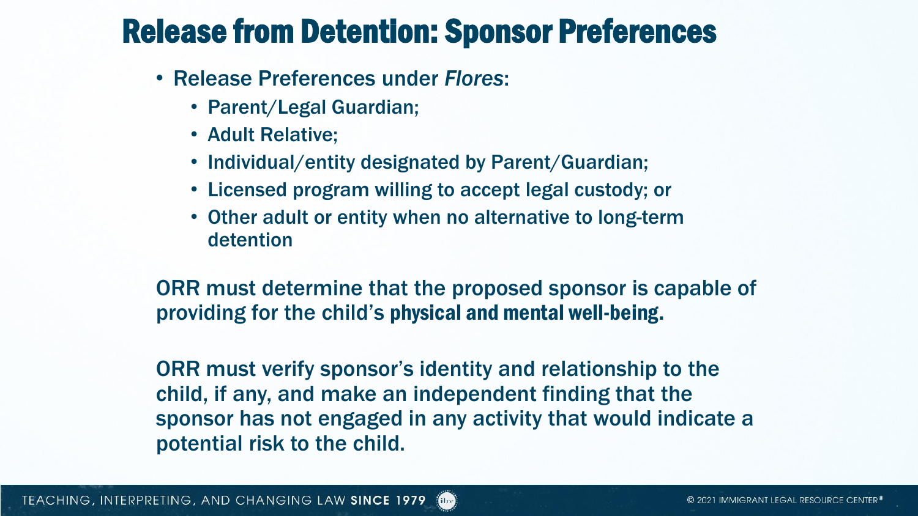# Release from Detention: Sponsor Preferences

- Release Preferences under *Flores*:
  - Parent/Legal Guardian;
  - Adult Relative;
  - Individual/entity designated by Parent/Guardian;
  - Licensed program willing to accept legal custody; or
  - Other adult or entity when no alternative to long-term detention

ORR must determine that the proposed sponsor is capable of providing for the child's **physical and mental well-being.**

ORR must verify sponsor's identity and relationship to the child, if any, and make an independent finding that the sponsor has not engaged in any activity that would indicate a potential risk to the child.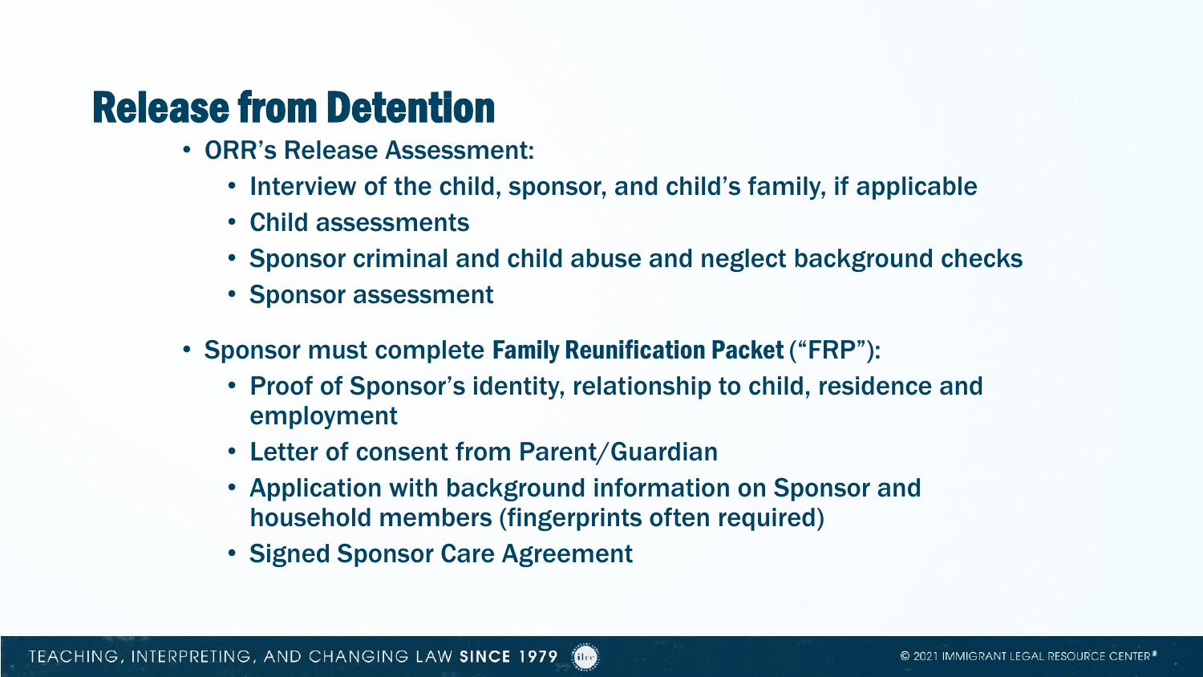# Release from Detention

- ORR's Release Assessment:
  - Interview of the child, sponsor, and child's family, if applicable
  - Child assessments
  - Sponsor criminal and child abuse and neglect background checks
  - Sponsor assessment
- Sponsor must complete **Family Reunification Packet** ("FRP"):
  - Proof of Sponsor's identity, relationship to child, residence and employment
  - Letter of consent from Parent/Guardian
  - Application with background information on Sponsor and household members (fingerprints often required)
  - Signed Sponsor Care Agreement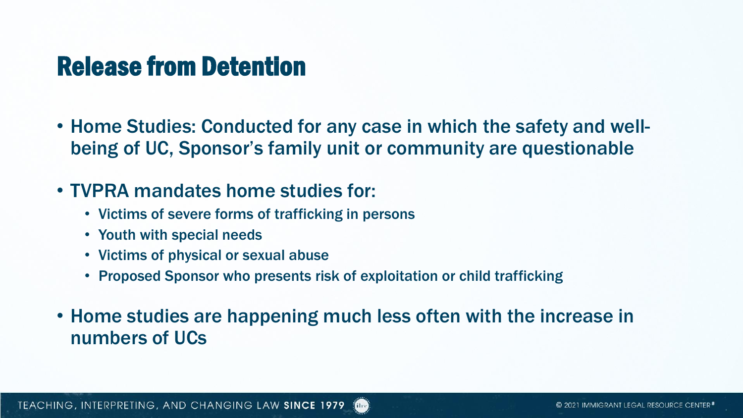# Release from Detention

- Home Studies: Conducted for any case in which the safety and well-being of UC, Sponsor's family unit or community are questionable
- TVPRA mandates home studies for:
  - Victims of severe forms of trafficking in persons
  - Youth with special needs
  - Victims of physical or sexual abuse
  - Proposed Sponsor who presents risk of exploitation or child trafficking
- Home studies are happening much less often with the increase in numbers of UCs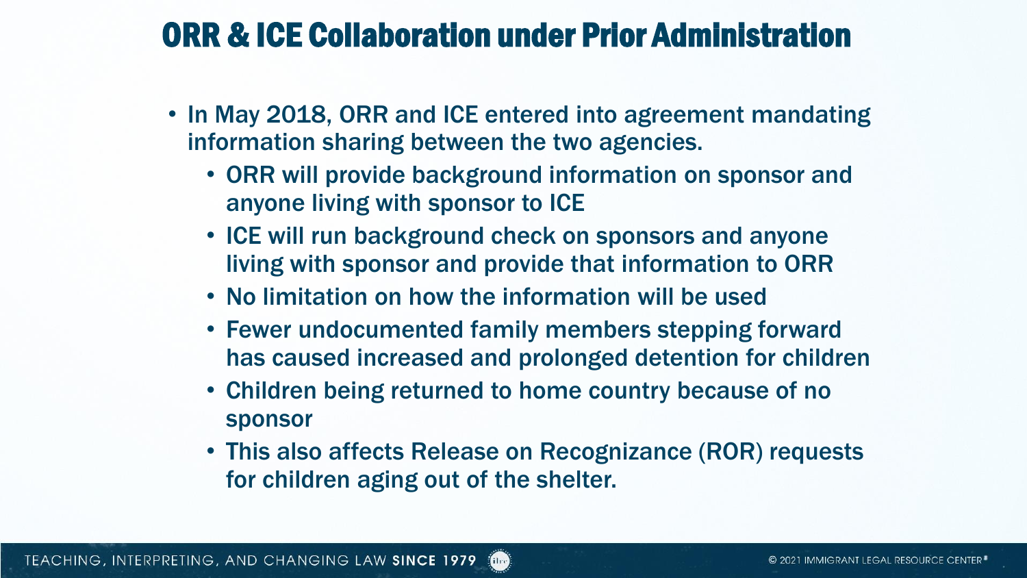# ORR & ICE Collaboration under Prior Administration

- In May 2018, ORR and ICE entered into agreement mandating information sharing between the two agencies.
  - ORR will provide background information on sponsor and anyone living with sponsor to ICE
  - ICE will run background check on sponsors and anyone living with sponsor and provide that information to ORR
  - No limitation on how the information will be used
  - Fewer undocumented family members stepping forward has caused increased and prolonged detention for children
  - Children being returned to home country because of no sponsor
  - This also affects Release on Recognizance (ROR) requests for children aging out of the shelter.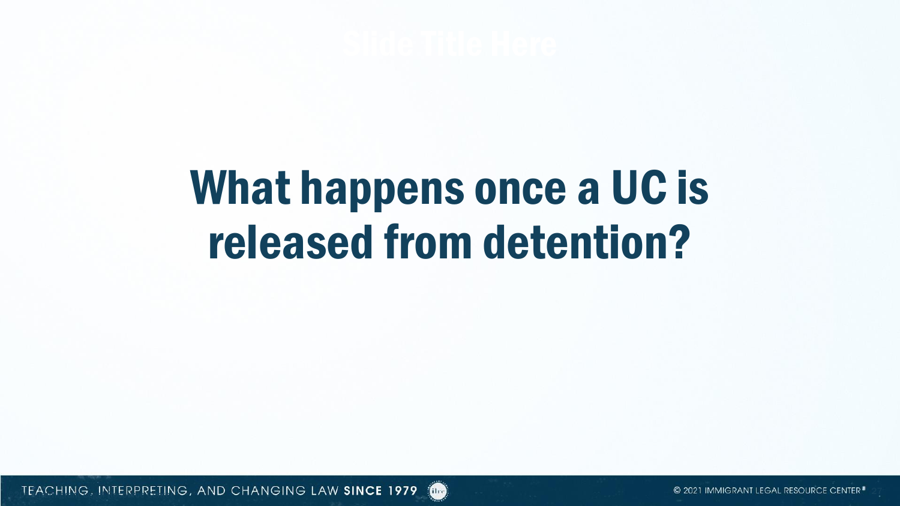# What happens once a UC is released from detention?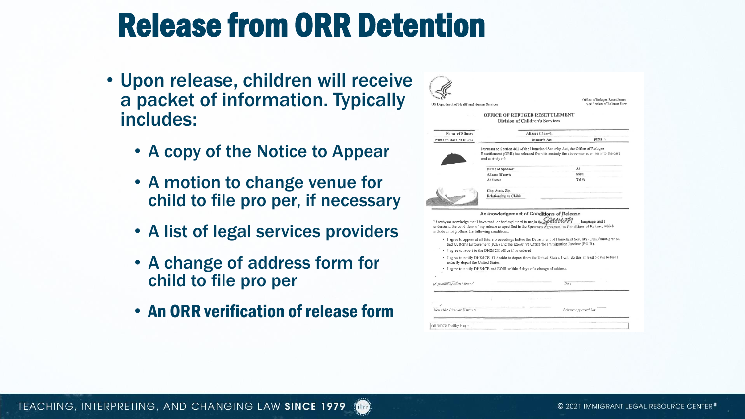# Release from ORR Detention

- Upon release, children will receive a packet of information. Typically includes:
  - A copy of the Notice to Appear
  - A motion to change venue for child to file pro per, if necessary
  - A list of legal services providers
  - A change of address form for child to file pro per
  - **An ORR verification of release form**

US Department of Health and Human Services

Office of Refugee Resettlement
Verification of Release Form

**OFFICE OF REFUGEE RESETTLEMENT**
**Division of Children's Services**

| Name of Minor: | Aliases (if any): | |
|---|---|---|
| Minor's Date of Birth: | Minor's A#: | FINS#: |

Pursuant to Section 462 of the Homeland Security Act, the Office of Refugee Resettlement (ORR) has released from its custody the above-named minor into the care and custody of:

| Name of Sponsor: | A#: |
|---|---|
| Aliases (if any): | SSN: |
| Address: | Tel #: |
| City, State, Zip: | |
| Relationship to Child: | |

**Acknowledgement of Conditions of Release**

I hereby acknowledge that I have read, or had explained to me in the Spanish language, and I understand the conditions of my release as specified in the Sponsor's Agreement to Conditions of Release, which include among others the following conditions:

- I agree to appear at all future proceedings before the Department of Homeland Security (DHS)/Immigration and Customs Enforcement (ICE) and the Executive Office for Immigration Review (EOIR).
- I agree to report to the DHS/ICE office if so ordered.
- I agree to notify DHS/ICE if I decide to depart from the United States. I will do this at least 5 days before I actually depart the United States.
- I agree to notify DHS/ICE and EOIR within 5 days of a change of address.

Signature of Alien Minor / Date

Name ORR Director Signature / Release Approved On

ORR/DCS Facility Name: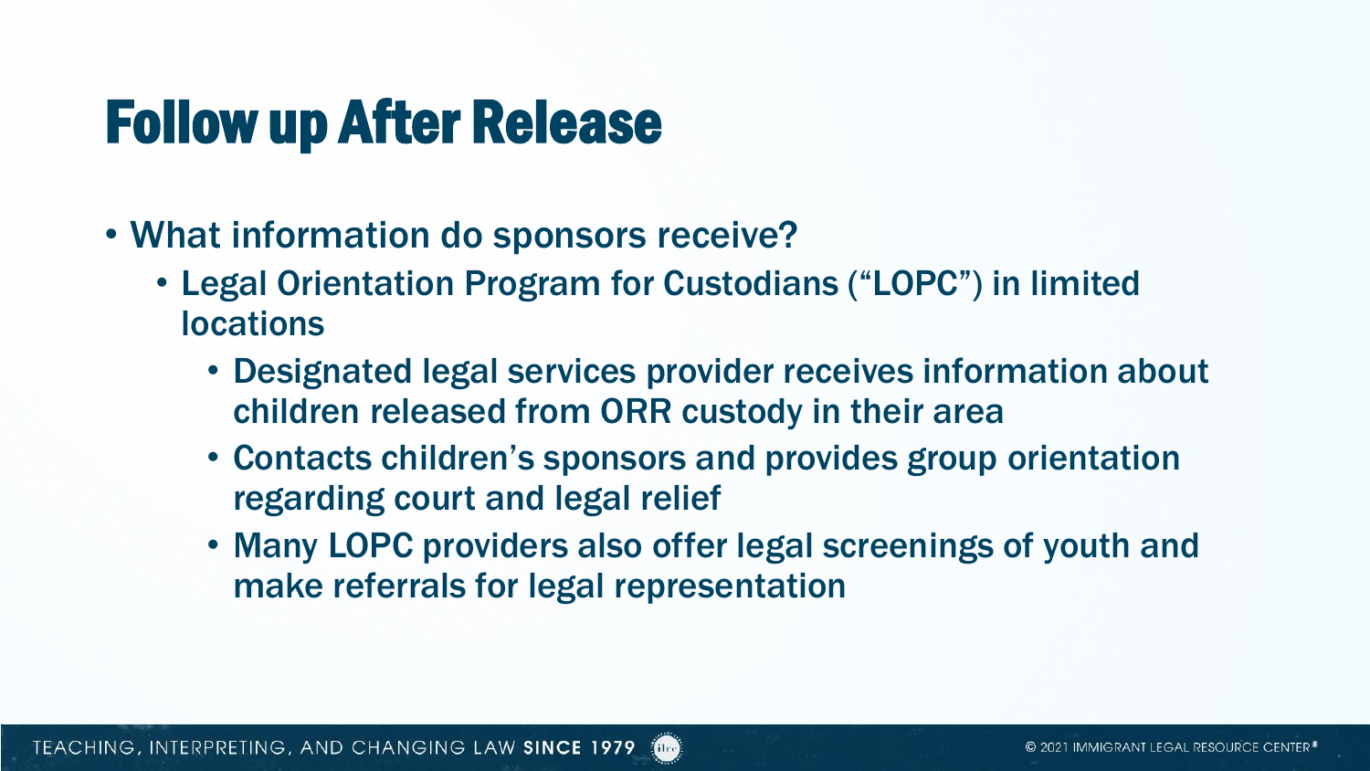# Follow up After Release

- What information do sponsors receive?
  - Legal Orientation Program for Custodians ("LOPC") in limited locations
    - Designated legal services provider receives information about children released from ORR custody in their area
    - Contacts children's sponsors and provides group orientation regarding court and legal relief
    - Many LOPC providers also offer legal screenings of youth and make referrals for legal representation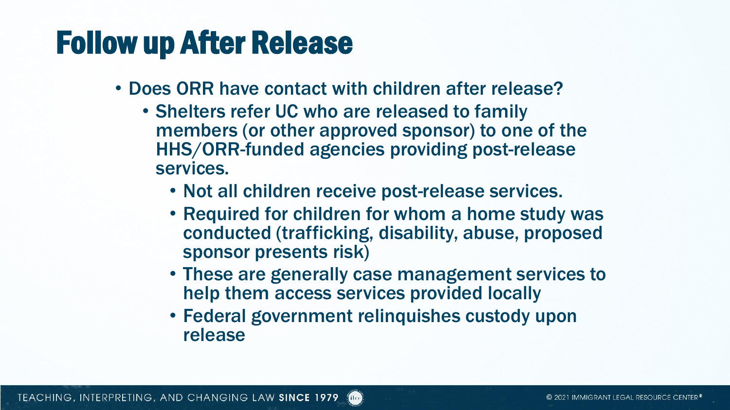# Follow up After Release

- Does ORR have contact with children after release?
  - Shelters refer UC who are released to family members (or other approved sponsor) to one of the HHS/ORR-funded agencies providing post-release services.
    - Not all children receive post-release services.
    - Required for children for whom a home study was conducted (trafficking, disability, abuse, proposed sponsor presents risk)
    - These are generally case management services to help them access services provided locally
    - Federal government relinquishes custody upon release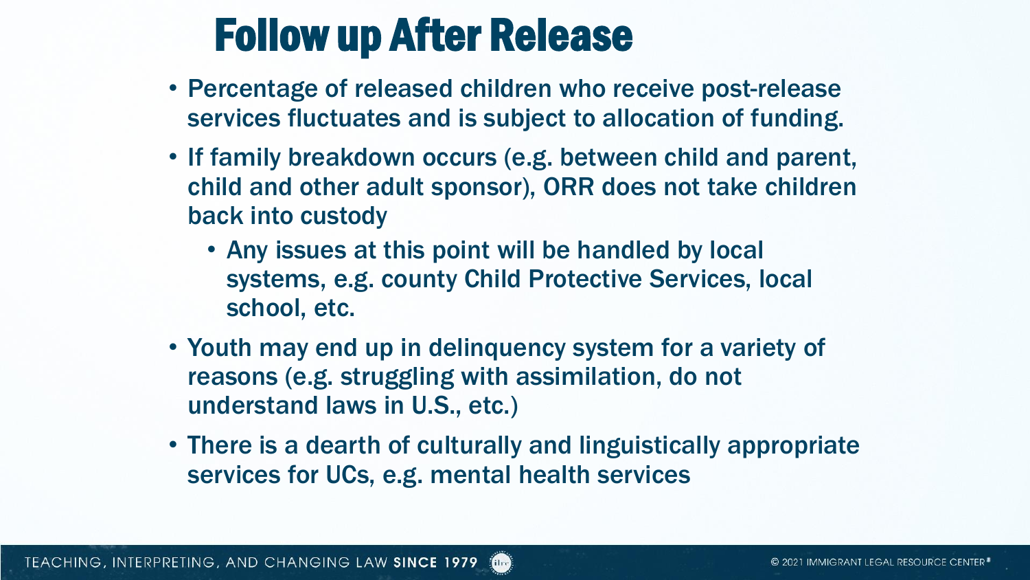# Follow up After Release

- Percentage of released children who receive post-release services fluctuates and is subject to allocation of funding.
- If family breakdown occurs (e.g. between child and parent, child and other adult sponsor), ORR does not take children back into custody
  - Any issues at this point will be handled by local systems, e.g. county Child Protective Services, local school, etc.
- Youth may end up in delinquency system for a variety of reasons (e.g. struggling with assimilation, do not understand laws in U.S., etc.)
- There is a dearth of culturally and linguistically appropriate services for UCs, e.g. mental health services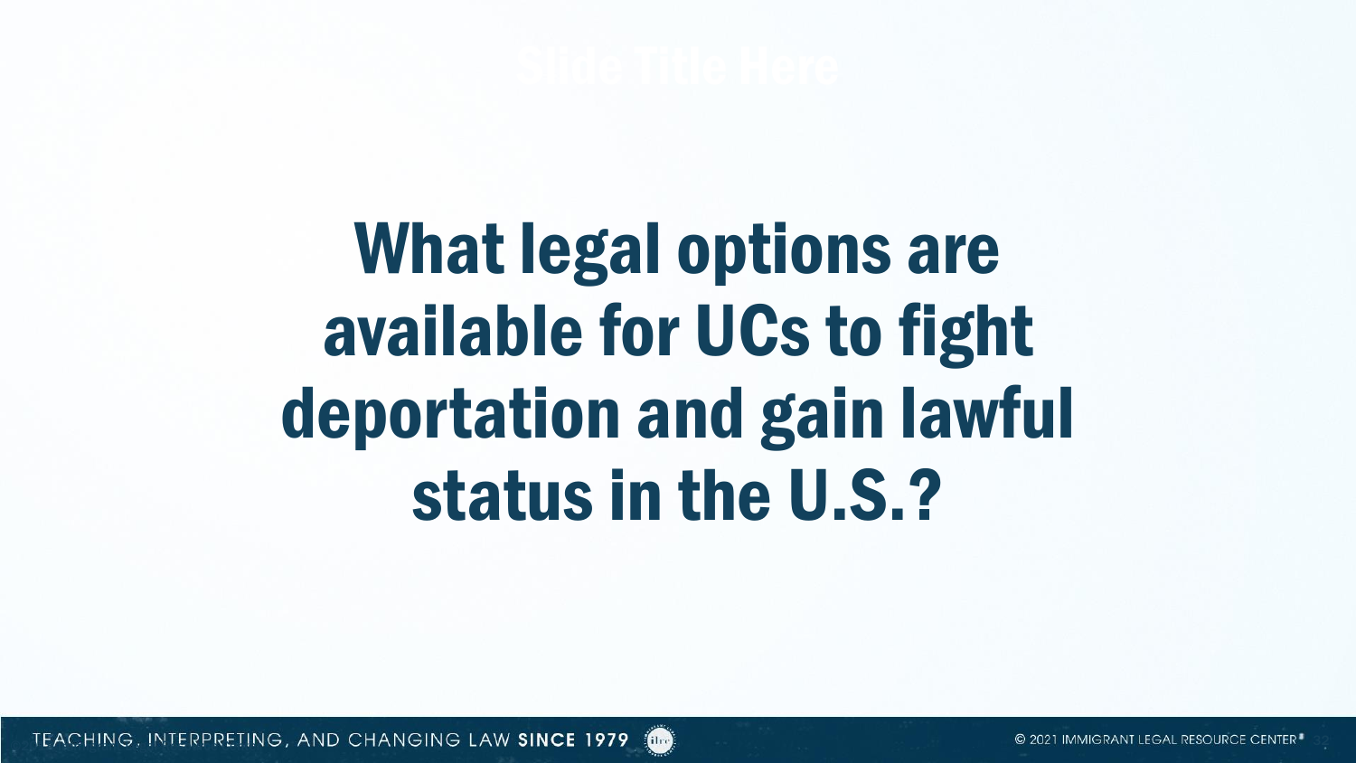# What legal options are available for UCs to fight deportation and gain lawful status in the U.S.?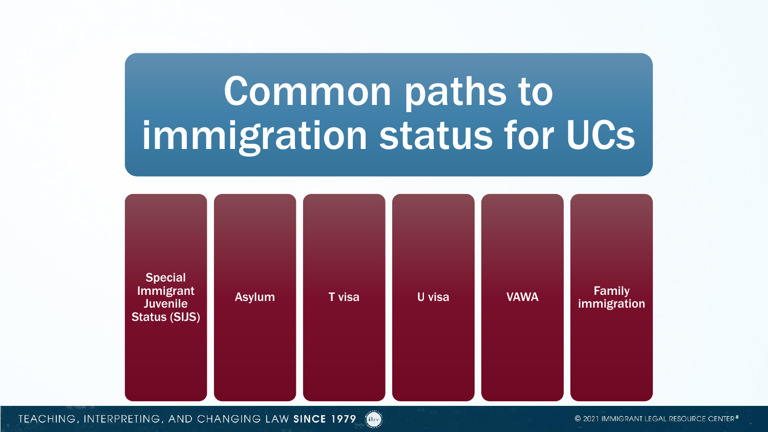# Common paths to immigration status for UCs

- Special Immigrant Juvenile Status (SIJS)
- Asylum
- T visa
- U visa
- VAWA
- Family immigration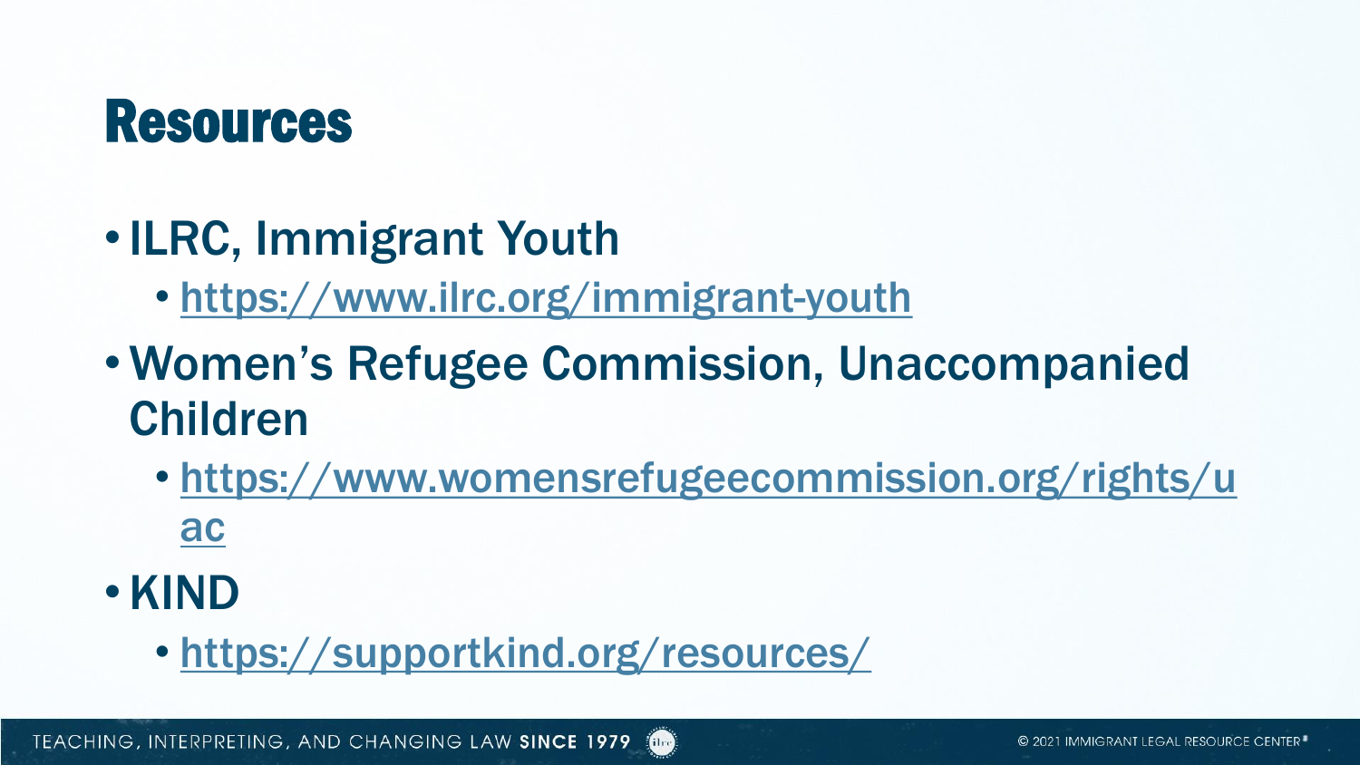# Resources

- ILRC, Immigrant Youth
  - https://www.ilrc.org/immigrant-youth
- Women's Refugee Commission, Unaccompanied Children
  - https://www.womensrefugeecommission.org/rights/uac
- KIND
  - https://supportkind.org/resources/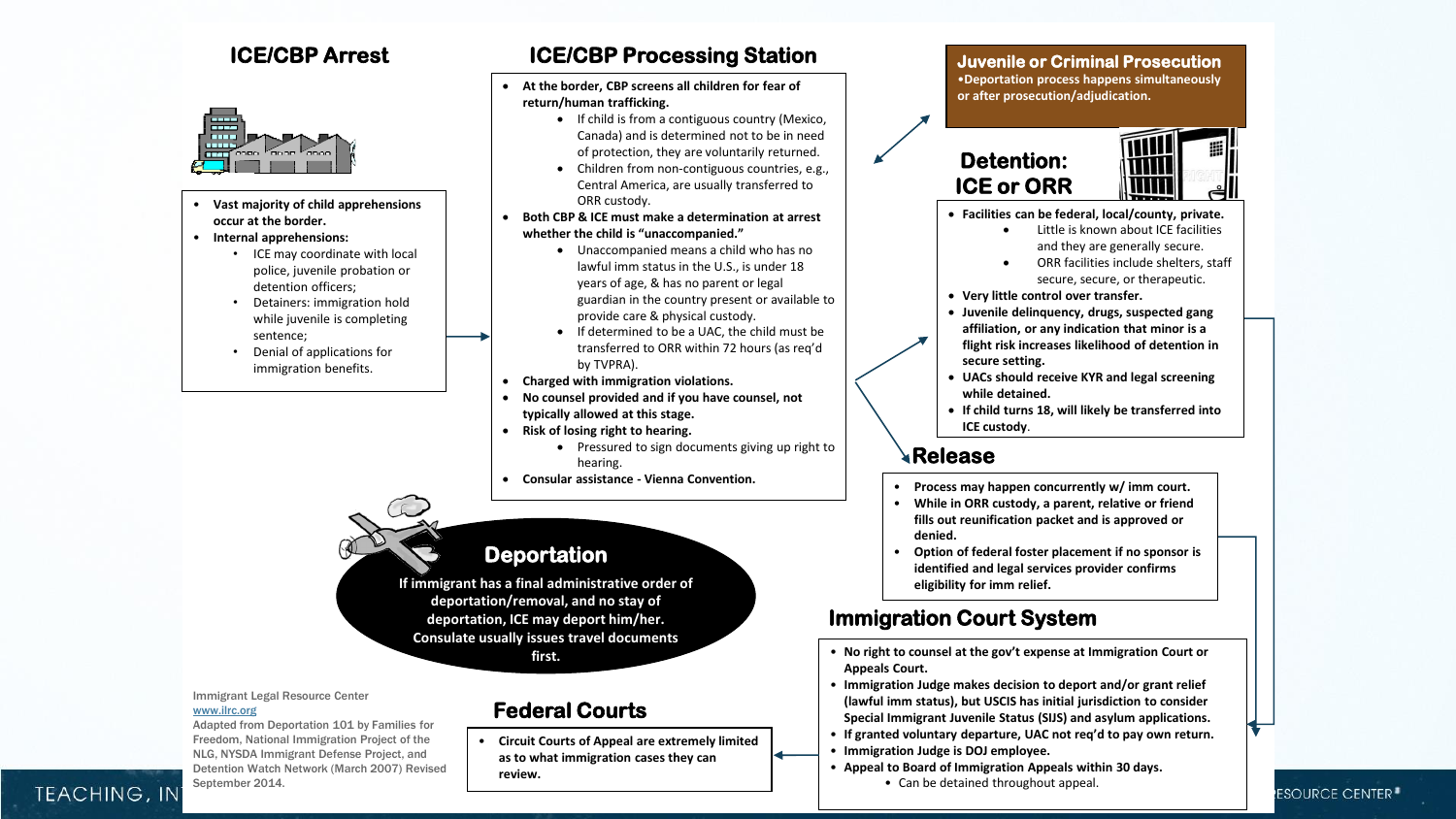## ICE/CBP Arrest

- **Vast majority of child apprehensions occur at the border.**
- **Internal apprehensions:**
  - ICE may coordinate with local police, juvenile probation or detention officers;
  - Detainers: immigration hold while juvenile is completing sentence;
  - Denial of applications for immigration benefits.

## ICE/CBP Processing Station

- **At the border, CBP screens all children for fear of return/human trafficking.**
  - If child is from a contiguous country (Mexico, Canada) and is determined not to be in need of protection, they are voluntarily returned.
  - Children from non-contiguous countries, e.g., Central America, are usually transferred to ORR custody.
- **Both CBP & ICE must make a determination at arrest whether the child is "unaccompanied."**
  - Unaccompanied means a child who has no lawful imm status in the U.S., is under 18 years of age, & has no parent or legal guardian in the country present or available to provide care & physical custody.
  - If determined to be a UAC, the child must be transferred to ORR within 72 hours (as req'd by TVPRA).
- **Charged with immigration violations.**
- **No counsel provided and if you have counsel, not typically allowed at this stage.**
- **Risk of losing right to hearing.**
  - Pressured to sign documents giving up right to hearing.
- **Consular assistance - Vienna Convention.**

## Juvenile or Criminal Prosecution

**•Deportation process happens simultaneously or after prosecution/adjudication.**

## Detention: ICE or ORR

- **Facilities can be federal, local/county, private.**
  - Little is known about ICE facilities and they are generally secure.
  - ORR facilities include shelters, staff secure, secure, or therapeutic.
- **Very little control over transfer.**
- **Juvenile delinquency, drugs, suspected gang affiliation, or any indication that minor is a flight risk increases likelihood of detention in secure setting.**
- **UACs should receive KYR and legal screening while detained.**
- **If child turns 18, will likely be transferred into ICE custody.**

## Release

- **Process may happen concurrently w/ imm court.**
- **While in ORR custody, a parent, relative or friend fills out reunification packet and is approved or denied.**
- **Option of federal foster placement if no sponsor is identified and legal services provider confirms eligibility for imm relief.**

## Immigration Court System

- **No right to counsel at the gov't expense at Immigration Court or Appeals Court.**
- **Immigration Judge makes decision to deport and/or grant relief (lawful imm status), but USCIS has initial jurisdiction to consider Special Immigrant Juvenile Status (SIJS) and asylum applications.**
- **If granted voluntary departure, UAC not req'd to pay own return.**
- **Immigration Judge is DOJ employee.**
- **Appeal to Board of Immigration Appeals within 30 days.**
  - Can be detained throughout appeal.

## Federal Courts

- **Circuit Courts of Appeal are extremely limited as to what immigration cases they can review.**

## Deportation

**If immigrant has a final administrative order of deportation/removal, and no stay of deportation, ICE may deport him/her. Consulate usually issues travel documents first.**

Immigrant Legal Resource Center
www.ilrc.org
Adapted from Deportation 101 by Families for Freedom, National Immigration Project of the NLG, NYSDA Immigrant Defense Project, and Detention Watch Network (March 2007) Revised September 2014.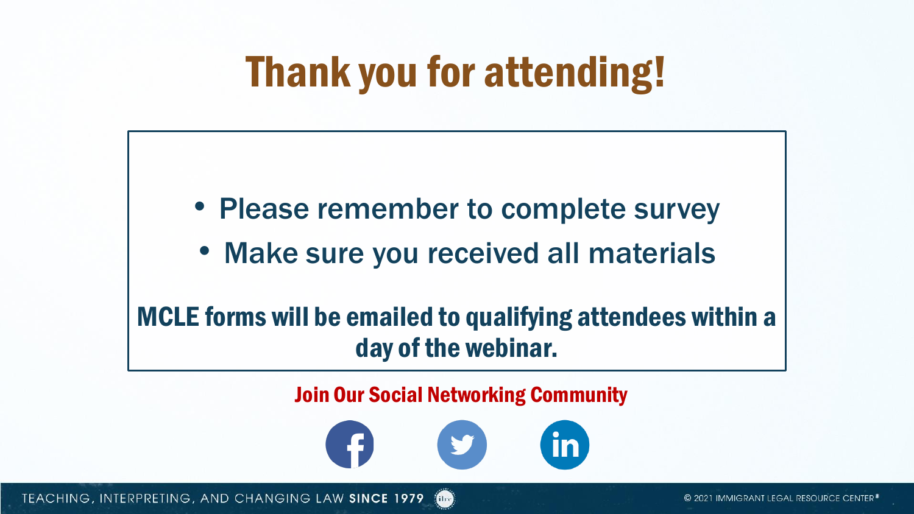# Thank you for attending!

- Please remember to complete survey
- Make sure you received all materials

**MCLE forms will be emailed to qualifying attendees within a day of the webinar.**

**Join Our Social Networking Community**